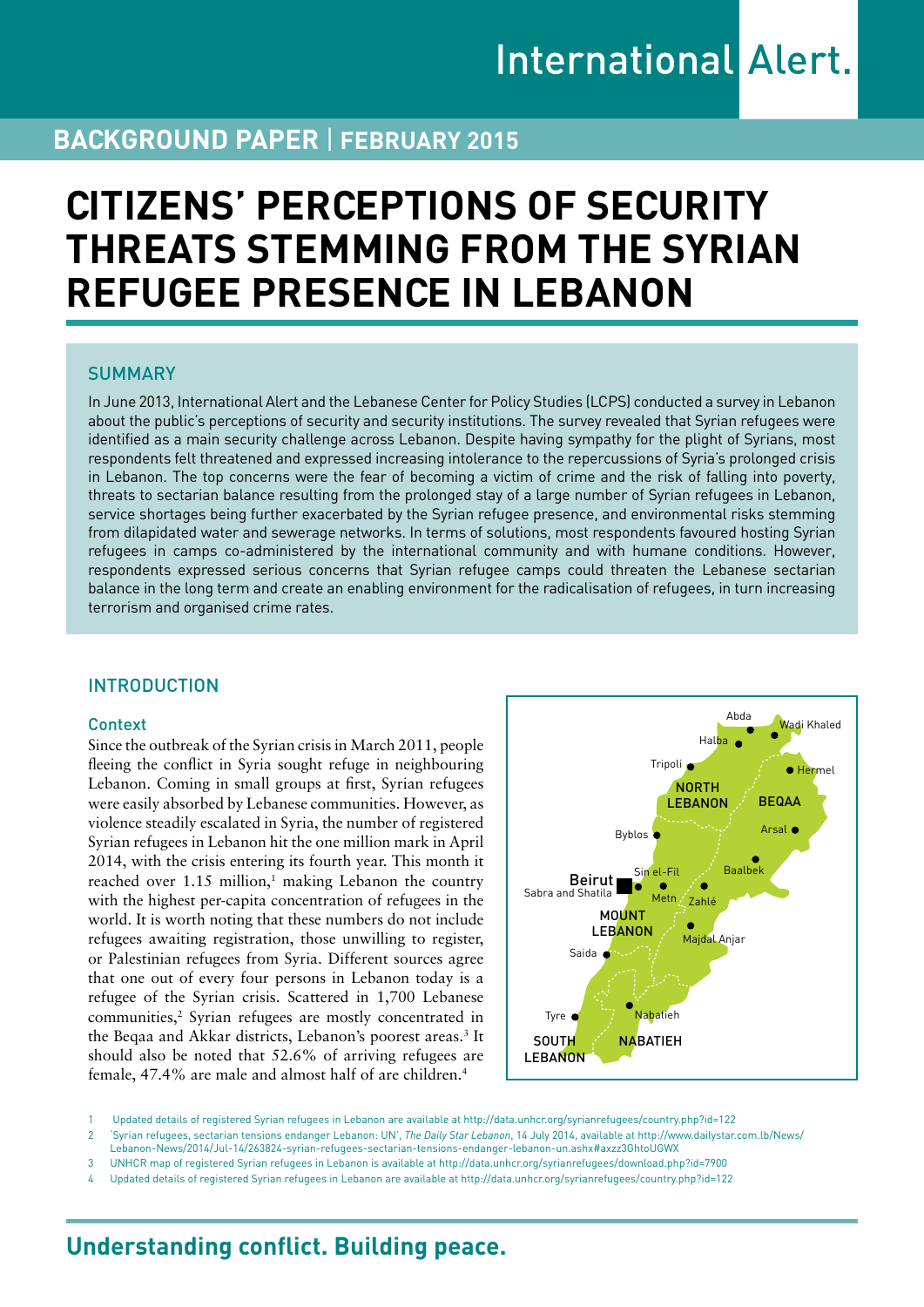# CITIZENS' PERCEPTIONS OF SECURITY THREATS STEMMING FROM THE SYRIAN REFUGEE PRESENCE IN LEBANON

**BACKGROUND PAPER | FEBRUARY 2015**

## SUMMARY

In June 2013, International Alert and the Lebanese Center for Policy Studies (LCPS) conducted a survey in Lebanon about the public's perceptions of security and security institutions. The survey revealed that Syrian refugees were identified as a main security challenge across Lebanon. Despite having sympathy for the plight of Syrians, most respondents felt threatened and expressed increasing intolerance to the repercussions of Syria's prolonged crisis in Lebanon. The top concerns were the fear of becoming a victim of crime and the risk of falling into poverty, threats to sectarian balance resulting from the prolonged stay of a large number of Syrian refugees in Lebanon, service shortages being further exacerbated by the Syrian refugee presence, and environmental risks stemming from dilapidated water and sewerage networks. In terms of solutions, most respondents favoured hosting Syrian refugees in camps co-administered by the international community and with humane conditions. However, respondents expressed serious concerns that Syrian refugee camps could threaten the Lebanese sectarian balance in the long term and create an enabling environment for the radicalisation of refugees, in turn increasing terrorism and organised crime rates.

## INTRODUCTION

### Context

Since the outbreak of the Syrian crisis in March 2011, people fleeing the conflict in Syria sought refuge in neighbouring Lebanon. Coming in small groups at first, Syrian refugees were easily absorbed by Lebanese communities. However, as violence steadily escalated in Syria, the number of registered Syrian refugees in Lebanon hit the one million mark in April 2014, with the crisis entering its fourth year. This month it reached over 1.15 million,[1] making Lebanon the country with the highest per-capita concentration of refugees in the world. It is worth noting that these numbers do not include refugees awaiting registration, those unwilling to register, or Palestinian refugees from Syria. Different sources agree that one out of every four persons in Lebanon today is a refugee of the Syrian crisis. Scattered in 1,700 Lebanese communities,[2] Syrian refugees are mostly concentrated in the Beqaa and Akkar districts, Lebanon's poorest areas.[3] It should also be noted that 52.6% of arriving refugees are female, 47.4% are male and almost half of are children.[4]

Abda, Wadi Khaled, Halba, Tripoli, Hermel, NORTH LEBANON, BEQAA, Arsal, Byblos, Baalbek, Beirut, Sin el-Fil, Sabra and Shatila, Metn, Zahlé, MOUNT LEBANON, Majdal Anjar, Saida, Nabatieh, Tyre, SOUTH LEBANON, NABATIEH

1 Updated details of registered Syrian refugees in Lebanon are available at http://data.unhcr.org/syrianrefugees/country.php?id=122

2 'Syrian refugees, sectarian tensions endanger Lebanon: UN', *The Daily Star Lebanon*, 14 July 2014, available at http://www.dailystar.com.lb/News/Lebanon-News/2014/Jul-14/263824-syrian-refugees-sectarian-tensions-endanger-lebanon-un.ashx#axzz3GhtoUGWX

3 UNHCR map of registered Syrian refugees in Lebanon is available at http://data.unhcr.org/syrianrefugees/download.php?id=7900

4 Updated details of registered Syrian refugees in Lebanon are available at http://data.unhcr.org/syrianrefugees/country.php?id=122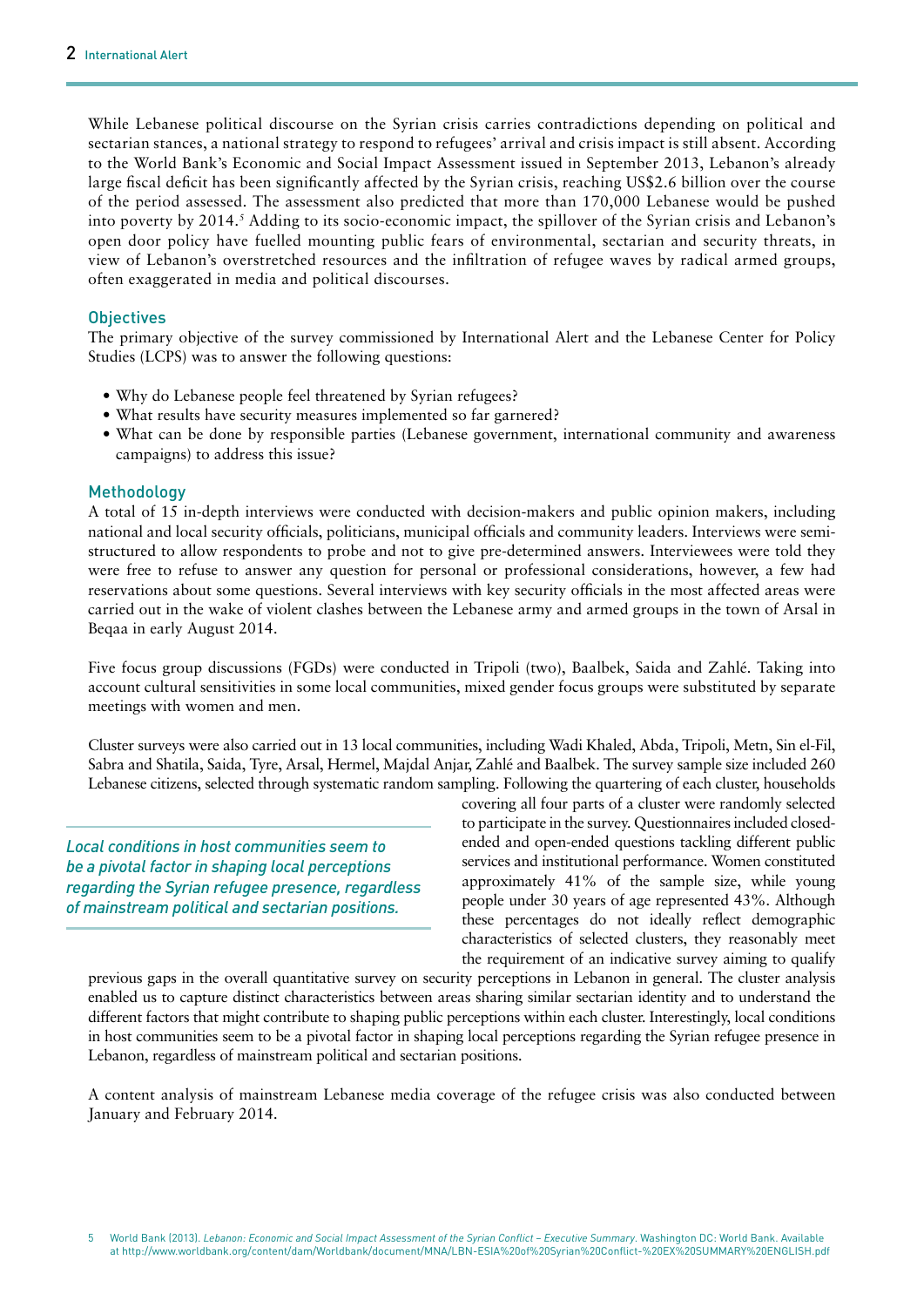While Lebanese political discourse on the Syrian crisis carries contradictions depending on political and sectarian stances, a national strategy to respond to refugees' arrival and crisis impact is still absent. According to the World Bank's Economic and Social Impact Assessment issued in September 2013, Lebanon's already large fiscal deficit has been significantly affected by the Syrian crisis, reaching US$2.6 billion over the course of the period assessed. The assessment also predicted that more than 170,000 Lebanese would be pushed into poverty by 2014.[5] Adding to its socio-economic impact, the spillover of the Syrian crisis and Lebanon's open door policy have fuelled mounting public fears of environmental, sectarian and security threats, in view of Lebanon's overstretched resources and the infiltration of refugee waves by radical armed groups, often exaggerated in media and political discourses.

## Objectives

The primary objective of the survey commissioned by International Alert and the Lebanese Center for Policy Studies (LCPS) was to answer the following questions:

- Why do Lebanese people feel threatened by Syrian refugees?
- What results have security measures implemented so far garnered?
- What can be done by responsible parties (Lebanese government, international community and awareness campaigns) to address this issue?

## Methodology

A total of 15 in-depth interviews were conducted with decision-makers and public opinion makers, including national and local security officials, politicians, municipal officials and community leaders. Interviews were semi-structured to allow respondents to probe and not to give pre-determined answers. Interviewees were told they were free to refuse to answer any question for personal or professional considerations, however, a few had reservations about some questions. Several interviews with key security officials in the most affected areas were carried out in the wake of violent clashes between the Lebanese army and armed groups in the town of Arsal in Beqaa in early August 2014.

Five focus group discussions (FGDs) were conducted in Tripoli (two), Baalbek, Saida and Zahlé. Taking into account cultural sensitivities in some local communities, mixed gender focus groups were substituted by separate meetings with women and men.

Cluster surveys were also carried out in 13 local communities, including Wadi Khaled, Abda, Tripoli, Metn, Sin el-Fil, Sabra and Shatila, Saida, Tyre, Arsal, Hermel, Majdal Anjar, Zahlé and Baalbek. The survey sample size included 260 Lebanese citizens, selected through systematic random sampling. Following the quartering of each cluster, households covering all four parts of a cluster were randomly selected to participate in the survey. Questionnaires included closed-ended and open-ended questions tackling different public services and institutional performance. Women constituted approximately 41% of the sample size, while young people under 30 years of age represented 43%. Although these percentages do not ideally reflect demographic characteristics of selected clusters, they reasonably meet the requirement of an indicative survey aiming to qualify previous gaps in the overall quantitative survey on security perceptions in Lebanon in general. The cluster analysis enabled us to capture distinct characteristics between areas sharing similar sectarian identity and to understand the different factors that might contribute to shaping public perceptions within each cluster. Interestingly, local conditions in host communities seem to be a pivotal factor in shaping local perceptions regarding the Syrian refugee presence in Lebanon, regardless of mainstream political and sectarian positions.

> *Local conditions in host communities seem to be a pivotal factor in shaping local perceptions regarding the Syrian refugee presence, regardless of mainstream political and sectarian positions.*

A content analysis of mainstream Lebanese media coverage of the refugee crisis was also conducted between January and February 2014.

---

5 World Bank (2013). *Lebanon: Economic and Social Impact Assessment of the Syrian Conflict – Executive Summary*. Washington DC: World Bank. Available at http://www.worldbank.org/content/dam/Worldbank/document/MNA/LBN-ESIA%20of%20Syrian%20Conflict-%20EX%20SUMMARY%20ENGLISH.pdf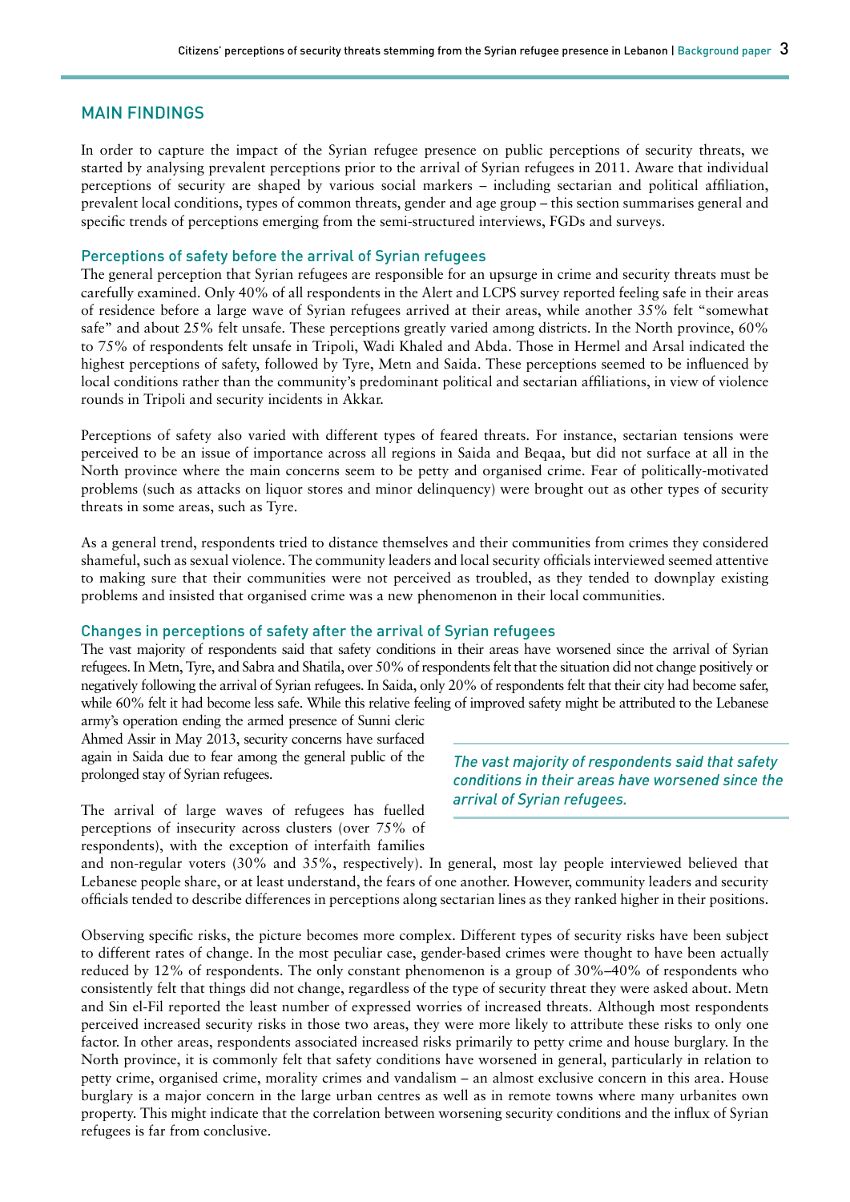## MAIN FINDINGS

In order to capture the impact of the Syrian refugee presence on public perceptions of security threats, we started by analysing prevalent perceptions prior to the arrival of Syrian refugees in 2011. Aware that individual perceptions of security are shaped by various social markers – including sectarian and political affiliation, prevalent local conditions, types of common threats, gender and age group – this section summarises general and specific trends of perceptions emerging from the semi-structured interviews, FGDs and surveys.

### Perceptions of safety before the arrival of Syrian refugees

The general perception that Syrian refugees are responsible for an upsurge in crime and security threats must be carefully examined. Only 40% of all respondents in the Alert and LCPS survey reported feeling safe in their areas of residence before a large wave of Syrian refugees arrived at their areas, while another 35% felt "somewhat safe" and about 25% felt unsafe. These perceptions greatly varied among districts. In the North province, 60% to 75% of respondents felt unsafe in Tripoli, Wadi Khaled and Abda. Those in Hermel and Arsal indicated the highest perceptions of safety, followed by Tyre, Metn and Saida. These perceptions seemed to be influenced by local conditions rather than the community's predominant political and sectarian affiliations, in view of violence rounds in Tripoli and security incidents in Akkar.

Perceptions of safety also varied with different types of feared threats. For instance, sectarian tensions were perceived to be an issue of importance across all regions in Saida and Beqaa, but did not surface at all in the North province where the main concerns seem to be petty and organised crime. Fear of politically-motivated problems (such as attacks on liquor stores and minor delinquency) were brought out as other types of security threats in some areas, such as Tyre.

As a general trend, respondents tried to distance themselves and their communities from crimes they considered shameful, such as sexual violence. The community leaders and local security officials interviewed seemed attentive to making sure that their communities were not perceived as troubled, as they tended to downplay existing problems and insisted that organised crime was a new phenomenon in their local communities.

### Changes in perceptions of safety after the arrival of Syrian refugees

The vast majority of respondents said that safety conditions in their areas have worsened since the arrival of Syrian refugees. In Metn, Tyre, and Sabra and Shatila, over 50% of respondents felt that the situation did not change positively or negatively following the arrival of Syrian refugees. In Saida, only 20% of respondents felt that their city had become safer, while 60% felt it had become less safe. While this relative feeling of improved safety might be attributed to the Lebanese army's operation ending the armed presence of Sunni cleric Ahmed Assir in May 2013, security concerns have surfaced again in Saida due to fear among the general public of the prolonged stay of Syrian refugees.

> *The vast majority of respondents said that safety conditions in their areas have worsened since the arrival of Syrian refugees.*

The arrival of large waves of refugees has fuelled perceptions of insecurity across clusters (over 75% of respondents), with the exception of interfaith families and non-regular voters (30% and 35%, respectively). In general, most lay people interviewed believed that Lebanese people share, or at least understand, the fears of one another. However, community leaders and security officials tended to describe differences in perceptions along sectarian lines as they ranked higher in their positions.

Observing specific risks, the picture becomes more complex. Different types of security risks have been subject to different rates of change. In the most peculiar case, gender-based crimes were thought to have been actually reduced by 12% of respondents. The only constant phenomenon is a group of 30%–40% of respondents who consistently felt that things did not change, regardless of the type of security threat they were asked about. Metn and Sin el-Fil reported the least number of expressed worries of increased threats. Although most respondents perceived increased security risks in those two areas, they were more likely to attribute these risks to only one factor. In other areas, respondents associated increased risks primarily to petty crime and house burglary. In the North province, it is commonly felt that safety conditions have worsened in general, particularly in relation to petty crime, organised crime, morality crimes and vandalism – an almost exclusive concern in this area. House burglary is a major concern in the large urban centres as well as in remote towns where many urbanites own property. This might indicate that the correlation between worsening security conditions and the influx of Syrian refugees is far from conclusive.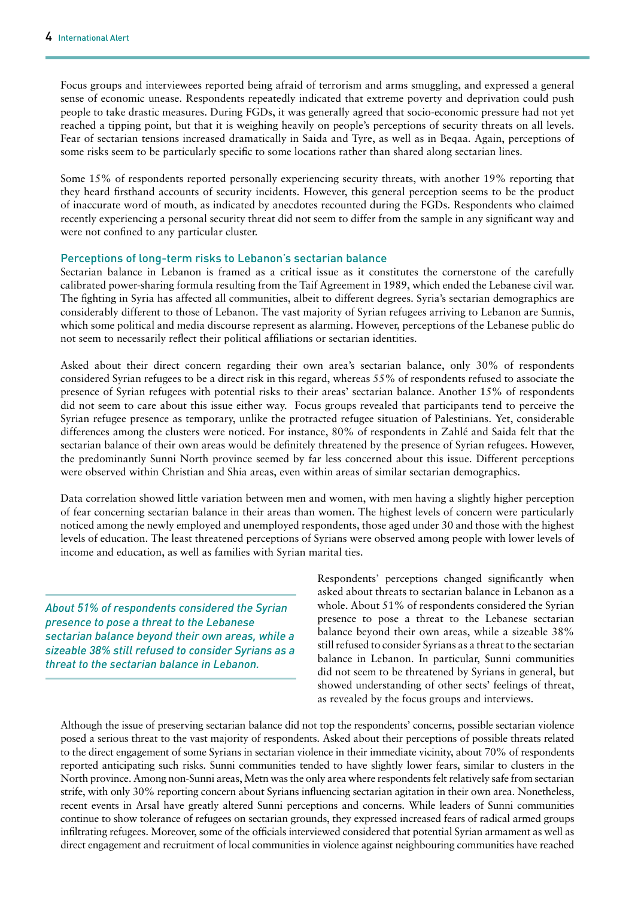Focus groups and interviewees reported being afraid of terrorism and arms smuggling, and expressed a general sense of economic unease. Respondents repeatedly indicated that extreme poverty and deprivation could push people to take drastic measures. During FGDs, it was generally agreed that socio-economic pressure had not yet reached a tipping point, but that it is weighing heavily on people's perceptions of security threats on all levels. Fear of sectarian tensions increased dramatically in Saida and Tyre, as well as in Beqaa. Again, perceptions of some risks seem to be particularly specific to some locations rather than shared along sectarian lines.

Some 15% of respondents reported personally experiencing security threats, with another 19% reporting that they heard firsthand accounts of security incidents. However, this general perception seems to be the product of inaccurate word of mouth, as indicated by anecdotes recounted during the FGDs. Respondents who claimed recently experiencing a personal security threat did not seem to differ from the sample in any significant way and were not confined to any particular cluster.

### Perceptions of long-term risks to Lebanon's sectarian balance

Sectarian balance in Lebanon is framed as a critical issue as it constitutes the cornerstone of the carefully calibrated power-sharing formula resulting from the Taif Agreement in 1989, which ended the Lebanese civil war. The fighting in Syria has affected all communities, albeit to different degrees. Syria's sectarian demographics are considerably different to those of Lebanon. The vast majority of Syrian refugees arriving to Lebanon are Sunnis, which some political and media discourse represent as alarming. However, perceptions of the Lebanese public do not seem to necessarily reflect their political affiliations or sectarian identities.

Asked about their direct concern regarding their own area's sectarian balance, only 30% of respondents considered Syrian refugees to be a direct risk in this regard, whereas 55% of respondents refused to associate the presence of Syrian refugees with potential risks to their areas' sectarian balance. Another 15% of respondents did not seem to care about this issue either way. Focus groups revealed that participants tend to perceive the Syrian refugee presence as temporary, unlike the protracted refugee situation of Palestinians. Yet, considerable differences among the clusters were noticed. For instance, 80% of respondents in Zahlé and Saida felt that the sectarian balance of their own areas would be definitely threatened by the presence of Syrian refugees. However, the predominantly Sunni North province seemed by far less concerned about this issue. Different perceptions were observed within Christian and Shia areas, even within areas of similar sectarian demographics.

Data correlation showed little variation between men and women, with men having a slightly higher perception of fear concerning sectarian balance in their areas than women. The highest levels of concern were particularly noticed among the newly employed and unemployed respondents, those aged under 30 and those with the highest levels of education. The least threatened perceptions of Syrians were observed among people with lower levels of income and education, as well as families with Syrian marital ties.

> *About 51% of respondents considered the Syrian presence to pose a threat to the Lebanese sectarian balance beyond their own areas, while a sizeable 38% still refused to consider Syrians as a threat to the sectarian balance in Lebanon.*

Respondents' perceptions changed significantly when asked about threats to sectarian balance in Lebanon as a whole. About 51% of respondents considered the Syrian presence to pose a threat to the Lebanese sectarian balance beyond their own areas, while a sizeable 38% still refused to consider Syrians as a threat to the sectarian balance in Lebanon. In particular, Sunni communities did not seem to be threatened by Syrians in general, but showed understanding of other sects' feelings of threat, as revealed by the focus groups and interviews.

Although the issue of preserving sectarian balance did not top the respondents' concerns, possible sectarian violence posed a serious threat to the vast majority of respondents. Asked about their perceptions of possible threats related to the direct engagement of some Syrians in sectarian violence in their immediate vicinity, about 70% of respondents reported anticipating such risks. Sunni communities tended to have slightly lower fears, similar to clusters in the North province. Among non-Sunni areas, Metn was the only area where respondents felt relatively safe from sectarian strife, with only 30% reporting concern about Syrians influencing sectarian agitation in their own area. Nonetheless, recent events in Arsal have greatly altered Sunni perceptions and concerns. While leaders of Sunni communities continue to show tolerance of refugees on sectarian grounds, they expressed increased fears of radical armed groups infiltrating refugees. Moreover, some of the officials interviewed considered that potential Syrian armament as well as direct engagement and recruitment of local communities in violence against neighbouring communities have reached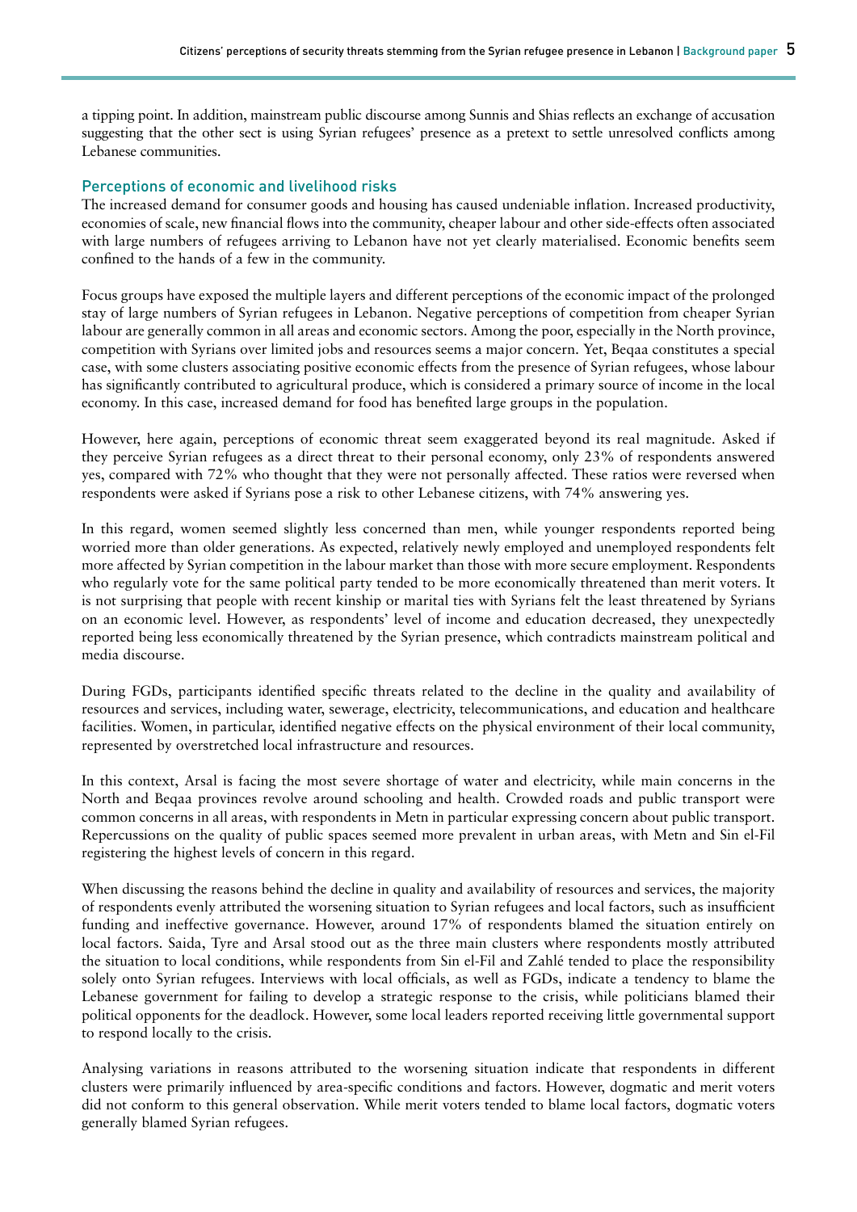a tipping point. In addition, mainstream public discourse among Sunnis and Shias reflects an exchange of accusation suggesting that the other sect is using Syrian refugees' presence as a pretext to settle unresolved conflicts among Lebanese communities.

### Perceptions of economic and livelihood risks

The increased demand for consumer goods and housing has caused undeniable inflation. Increased productivity, economies of scale, new financial flows into the community, cheaper labour and other side-effects often associated with large numbers of refugees arriving to Lebanon have not yet clearly materialised. Economic benefits seem confined to the hands of a few in the community.

Focus groups have exposed the multiple layers and different perceptions of the economic impact of the prolonged stay of large numbers of Syrian refugees in Lebanon. Negative perceptions of competition from cheaper Syrian labour are generally common in all areas and economic sectors. Among the poor, especially in the North province, competition with Syrians over limited jobs and resources seems a major concern. Yet, Beqaa constitutes a special case, with some clusters associating positive economic effects from the presence of Syrian refugees, whose labour has significantly contributed to agricultural produce, which is considered a primary source of income in the local economy. In this case, increased demand for food has benefited large groups in the population.

However, here again, perceptions of economic threat seem exaggerated beyond its real magnitude. Asked if they perceive Syrian refugees as a direct threat to their personal economy, only 23% of respondents answered yes, compared with 72% who thought that they were not personally affected. These ratios were reversed when respondents were asked if Syrians pose a risk to other Lebanese citizens, with 74% answering yes.

In this regard, women seemed slightly less concerned than men, while younger respondents reported being worried more than older generations. As expected, relatively newly employed and unemployed respondents felt more affected by Syrian competition in the labour market than those with more secure employment. Respondents who regularly vote for the same political party tended to be more economically threatened than merit voters. It is not surprising that people with recent kinship or marital ties with Syrians felt the least threatened by Syrians on an economic level. However, as respondents' level of income and education decreased, they unexpectedly reported being less economically threatened by the Syrian presence, which contradicts mainstream political and media discourse.

During FGDs, participants identified specific threats related to the decline in the quality and availability of resources and services, including water, sewerage, electricity, telecommunications, and education and healthcare facilities. Women, in particular, identified negative effects on the physical environment of their local community, represented by overstretched local infrastructure and resources.

In this context, Arsal is facing the most severe shortage of water and electricity, while main concerns in the North and Beqaa provinces revolve around schooling and health. Crowded roads and public transport were common concerns in all areas, with respondents in Metn in particular expressing concern about public transport. Repercussions on the quality of public spaces seemed more prevalent in urban areas, with Metn and Sin el-Fil registering the highest levels of concern in this regard.

When discussing the reasons behind the decline in quality and availability of resources and services, the majority of respondents evenly attributed the worsening situation to Syrian refugees and local factors, such as insufficient funding and ineffective governance. However, around 17% of respondents blamed the situation entirely on local factors. Saida, Tyre and Arsal stood out as the three main clusters where respondents mostly attributed the situation to local conditions, while respondents from Sin el-Fil and Zahlé tended to place the responsibility solely onto Syrian refugees. Interviews with local officials, as well as FGDs, indicate a tendency to blame the Lebanese government for failing to develop a strategic response to the crisis, while politicians blamed their political opponents for the deadlock. However, some local leaders reported receiving little governmental support to respond locally to the crisis.

Analysing variations in reasons attributed to the worsening situation indicate that respondents in different clusters were primarily influenced by area-specific conditions and factors. However, dogmatic and merit voters did not conform to this general observation. While merit voters tended to blame local factors, dogmatic voters generally blamed Syrian refugees.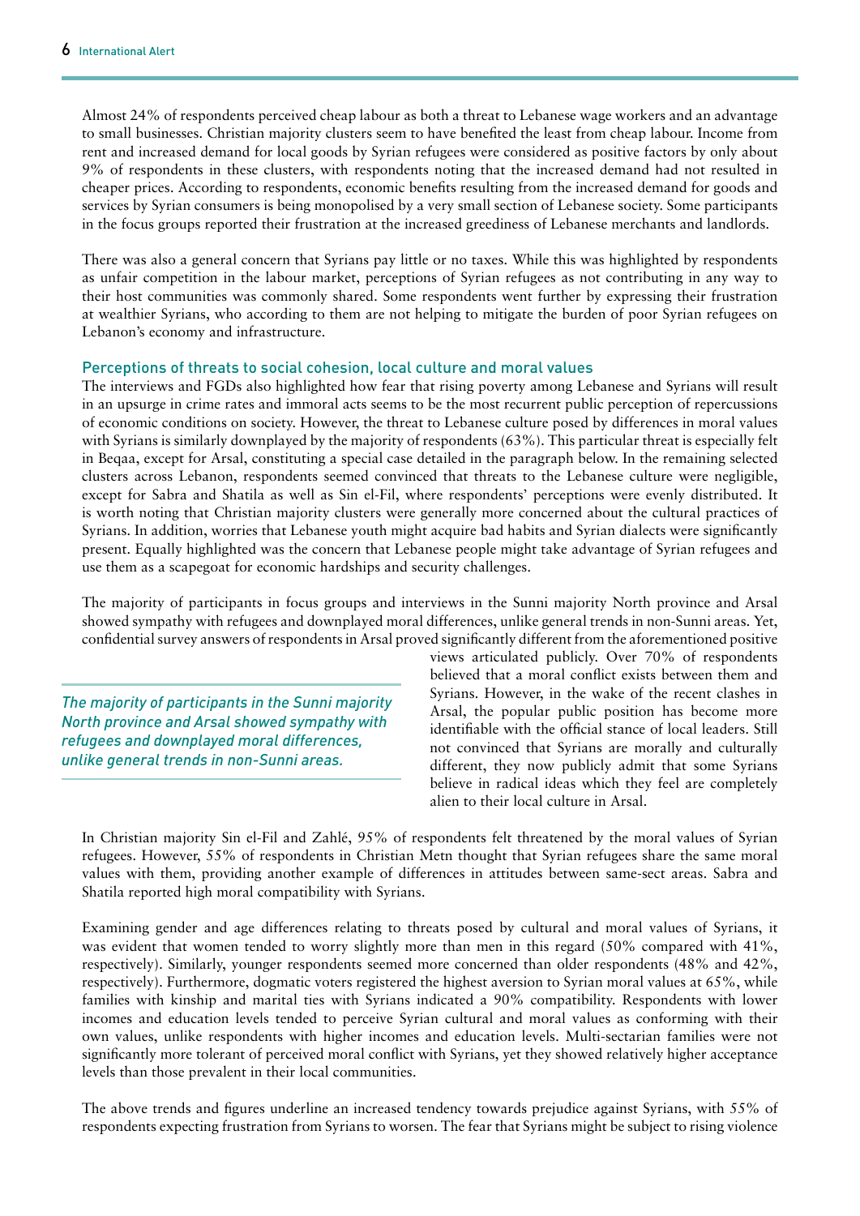Almost 24% of respondents perceived cheap labour as both a threat to Lebanese wage workers and an advantage to small businesses. Christian majority clusters seem to have benefited the least from cheap labour. Income from rent and increased demand for local goods by Syrian refugees were considered as positive factors by only about 9% of respondents in these clusters, with respondents noting that the increased demand had not resulted in cheaper prices. According to respondents, economic benefits resulting from the increased demand for goods and services by Syrian consumers is being monopolised by a very small section of Lebanese society. Some participants in the focus groups reported their frustration at the increased greediness of Lebanese merchants and landlords.

There was also a general concern that Syrians pay little or no taxes. While this was highlighted by respondents as unfair competition in the labour market, perceptions of Syrian refugees as not contributing in any way to their host communities was commonly shared. Some respondents went further by expressing their frustration at wealthier Syrians, who according to them are not helping to mitigate the burden of poor Syrian refugees on Lebanon's economy and infrastructure.

### Perceptions of threats to social cohesion, local culture and moral values

The interviews and FGDs also highlighted how fear that rising poverty among Lebanese and Syrians will result in an upsurge in crime rates and immoral acts seems to be the most recurrent public perception of repercussions of economic conditions on society. However, the threat to Lebanese culture posed by differences in moral values with Syrians is similarly downplayed by the majority of respondents (63%). This particular threat is especially felt in Beqaa, except for Arsal, constituting a special case detailed in the paragraph below. In the remaining selected clusters across Lebanon, respondents seemed convinced that threats to the Lebanese culture were negligible, except for Sabra and Shatila as well as Sin el-Fil, where respondents' perceptions were evenly distributed. It is worth noting that Christian majority clusters were generally more concerned about the cultural practices of Syrians. In addition, worries that Lebanese youth might acquire bad habits and Syrian dialects were significantly present. Equally highlighted was the concern that Lebanese people might take advantage of Syrian refugees and use them as a scapegoat for economic hardships and security challenges.

The majority of participants in focus groups and interviews in the Sunni majority North province and Arsal showed sympathy with refugees and downplayed moral differences, unlike general trends in non-Sunni areas. Yet, confidential survey answers of respondents in Arsal proved significantly different from the aforementioned positive views articulated publicly. Over 70% of respondents believed that a moral conflict exists between them and Syrians. However, in the wake of the recent clashes in Arsal, the popular public position has become more identifiable with the official stance of local leaders. Still not convinced that Syrians are morally and culturally different, they now publicly admit that some Syrians believe in radical ideas which they feel are completely alien to their local culture in Arsal.

*The majority of participants in the Sunni majority North province and Arsal showed sympathy with refugees and downplayed moral differences, unlike general trends in non-Sunni areas.*

In Christian majority Sin el-Fil and Zahlé, 95% of respondents felt threatened by the moral values of Syrian refugees. However, 55% of respondents in Christian Metn thought that Syrian refugees share the same moral values with them, providing another example of differences in attitudes between same-sect areas. Sabra and Shatila reported high moral compatibility with Syrians.

Examining gender and age differences relating to threats posed by cultural and moral values of Syrians, it was evident that women tended to worry slightly more than men in this regard (50% compared with 41%, respectively). Similarly, younger respondents seemed more concerned than older respondents (48% and 42%, respectively). Furthermore, dogmatic voters registered the highest aversion to Syrian moral values at 65%, while families with kinship and marital ties with Syrians indicated a 90% compatibility. Respondents with lower incomes and education levels tended to perceive Syrian cultural and moral values as conforming with their own values, unlike respondents with higher incomes and education levels. Multi-sectarian families were not significantly more tolerant of perceived moral conflict with Syrians, yet they showed relatively higher acceptance levels than those prevalent in their local communities.

The above trends and figures underline an increased tendency towards prejudice against Syrians, with 55% of respondents expecting frustration from Syrians to worsen. The fear that Syrians might be subject to rising violence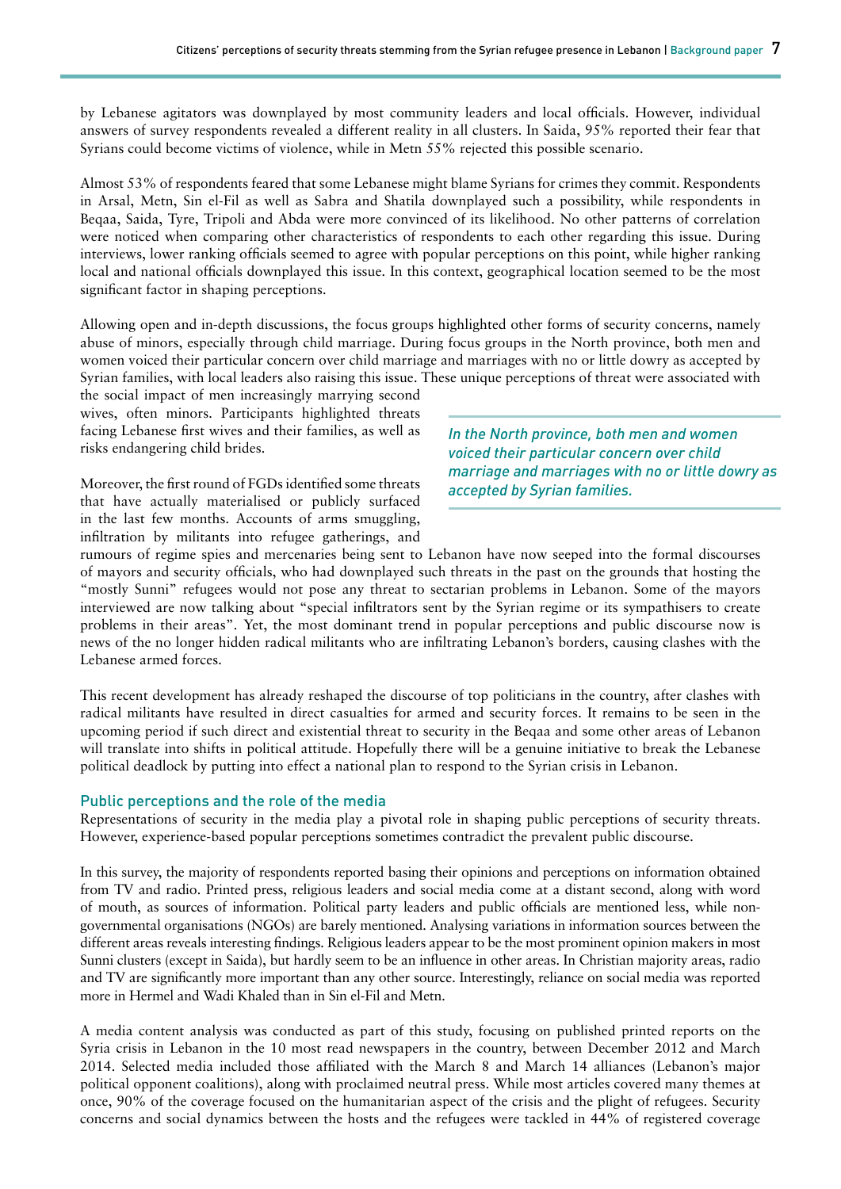by Lebanese agitators was downplayed by most community leaders and local officials. However, individual answers of survey respondents revealed a different reality in all clusters. In Saida, 95% reported their fear that Syrians could become victims of violence, while in Metn 55% rejected this possible scenario.

Almost 53% of respondents feared that some Lebanese might blame Syrians for crimes they commit. Respondents in Arsal, Metn, Sin el-Fil as well as Sabra and Shatila downplayed such a possibility, while respondents in Beqaa, Saida, Tyre, Tripoli and Abda were more convinced of its likelihood. No other patterns of correlation were noticed when comparing other characteristics of respondents to each other regarding this issue. During interviews, lower ranking officials seemed to agree with popular perceptions on this point, while higher ranking local and national officials downplayed this issue. In this context, geographical location seemed to be the most significant factor in shaping perceptions.

Allowing open and in-depth discussions, the focus groups highlighted other forms of security concerns, namely abuse of minors, especially through child marriage. During focus groups in the North province, both men and women voiced their particular concern over child marriage and marriages with no or little dowry as accepted by Syrian families, with local leaders also raising this issue. These unique perceptions of threat were associated with the social impact of men increasingly marrying second wives, often minors. Participants highlighted threats facing Lebanese first wives and their families, as well as risks endangering child brides.

> *In the North province, both men and women voiced their particular concern over child marriage and marriages with no or little dowry as accepted by Syrian families.*

Moreover, the first round of FGDs identified some threats that have actually materialised or publicly surfaced in the last few months. Accounts of arms smuggling, infiltration by militants into refugee gatherings, and rumours of regime spies and mercenaries being sent to Lebanon have now seeped into the formal discourses of mayors and security officials, who had downplayed such threats in the past on the grounds that hosting the "mostly Sunni" refugees would not pose any threat to sectarian problems in Lebanon. Some of the mayors interviewed are now talking about "special infiltrators sent by the Syrian regime or its sympathisers to create problems in their areas". Yet, the most dominant trend in popular perceptions and public discourse now is news of the no longer hidden radical militants who are infiltrating Lebanon's borders, causing clashes with the Lebanese armed forces.

This recent development has already reshaped the discourse of top politicians in the country, after clashes with radical militants have resulted in direct casualties for armed and security forces. It remains to be seen in the upcoming period if such direct and existential threat to security in the Beqaa and some other areas of Lebanon will translate into shifts in political attitude. Hopefully there will be a genuine initiative to break the Lebanese political deadlock by putting into effect a national plan to respond to the Syrian crisis in Lebanon.

## Public perceptions and the role of the media

Representations of security in the media play a pivotal role in shaping public perceptions of security threats. However, experience-based popular perceptions sometimes contradict the prevalent public discourse.

In this survey, the majority of respondents reported basing their opinions and perceptions on information obtained from TV and radio. Printed press, religious leaders and social media come at a distant second, along with word of mouth, as sources of information. Political party leaders and public officials are mentioned less, while non-governmental organisations (NGOs) are barely mentioned. Analysing variations in information sources between the different areas reveals interesting findings. Religious leaders appear to be the most prominent opinion makers in most Sunni clusters (except in Saida), but hardly seem to be an influence in other areas. In Christian majority areas, radio and TV are significantly more important than any other source. Interestingly, reliance on social media was reported more in Hermel and Wadi Khaled than in Sin el-Fil and Metn.

A media content analysis was conducted as part of this study, focusing on published printed reports on the Syria crisis in Lebanon in the 10 most read newspapers in the country, between December 2012 and March 2014. Selected media included those affiliated with the March 8 and March 14 alliances (Lebanon's major political opponent coalitions), along with proclaimed neutral press. While most articles covered many themes at once, 90% of the coverage focused on the humanitarian aspect of the crisis and the plight of refugees. Security concerns and social dynamics between the hosts and the refugees were tackled in 44% of registered coverage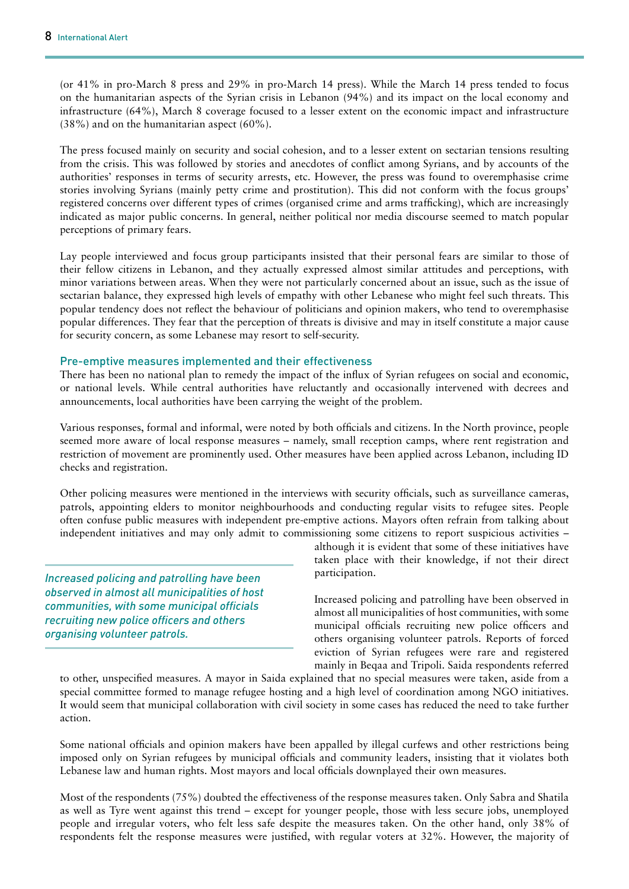(or 41% in pro-March 8 press and 29% in pro-March 14 press). While the March 14 press tended to focus on the humanitarian aspects of the Syrian crisis in Lebanon (94%) and its impact on the local economy and infrastructure (64%), March 8 coverage focused to a lesser extent on the economic impact and infrastructure (38%) and on the humanitarian aspect (60%).

The press focused mainly on security and social cohesion, and to a lesser extent on sectarian tensions resulting from the crisis. This was followed by stories and anecdotes of conflict among Syrians, and by accounts of the authorities' responses in terms of security arrests, etc. However, the press was found to overemphasise crime stories involving Syrians (mainly petty crime and prostitution). This did not conform with the focus groups' registered concerns over different types of crimes (organised crime and arms trafficking), which are increasingly indicated as major public concerns. In general, neither political nor media discourse seemed to match popular perceptions of primary fears.

Lay people interviewed and focus group participants insisted that their personal fears are similar to those of their fellow citizens in Lebanon, and they actually expressed almost similar attitudes and perceptions, with minor variations between areas. When they were not particularly concerned about an issue, such as the issue of sectarian balance, they expressed high levels of empathy with other Lebanese who might feel such threats. This popular tendency does not reflect the behaviour of politicians and opinion makers, who tend to overemphasise popular differences. They fear that the perception of threats is divisive and may in itself constitute a major cause for security concern, as some Lebanese may resort to self-security.

## Pre-emptive measures implemented and their effectiveness

There has been no national plan to remedy the impact of the influx of Syrian refugees on social and economic, or national levels. While central authorities have reluctantly and occasionally intervened with decrees and announcements, local authorities have been carrying the weight of the problem.

Various responses, formal and informal, were noted by both officials and citizens. In the North province, people seemed more aware of local response measures – namely, small reception camps, where rent registration and restriction of movement are prominently used. Other measures have been applied across Lebanon, including ID checks and registration.

Other policing measures were mentioned in the interviews with security officials, such as surveillance cameras, patrols, appointing elders to monitor neighbourhoods and conducting regular visits to refugee sites. People often confuse public measures with independent pre-emptive actions. Mayors often refrain from talking about independent initiatives and may only admit to commissioning some citizens to report suspicious activities – although it is evident that some of these initiatives have taken place with their knowledge, if not their direct participation.

*Increased policing and patrolling have been observed in almost all municipalities of host communities, with some municipal officials recruiting new police officers and others organising volunteer patrols.*

Increased policing and patrolling have been observed in almost all municipalities of host communities, with some municipal officials recruiting new police officers and others organising volunteer patrols. Reports of forced eviction of Syrian refugees were rare and registered mainly in Beqaa and Tripoli. Saida respondents referred to other, unspecified measures. A mayor in Saida explained that no special measures were taken, aside from a special committee formed to manage refugee hosting and a high level of coordination among NGO initiatives. It would seem that municipal collaboration with civil society in some cases has reduced the need to take further action.

Some national officials and opinion makers have been appalled by illegal curfews and other restrictions being imposed only on Syrian refugees by municipal officials and community leaders, insisting that it violates both Lebanese law and human rights. Most mayors and local officials downplayed their own measures.

Most of the respondents (75%) doubted the effectiveness of the response measures taken. Only Sabra and Shatila as well as Tyre went against this trend – except for younger people, those with less secure jobs, unemployed people and irregular voters, who felt less safe despite the measures taken. On the other hand, only 38% of respondents felt the response measures were justified, with regular voters at 32%. However, the majority of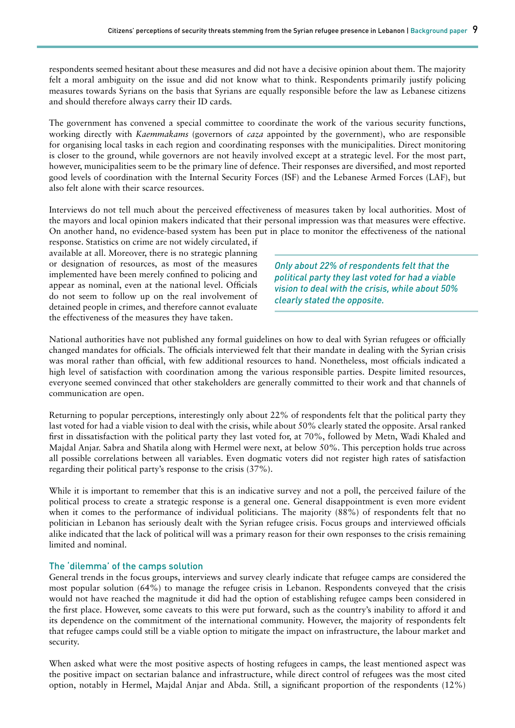respondents seemed hesitant about these measures and did not have a decisive opinion about them. The majority felt a moral ambiguity on the issue and did not know what to think. Respondents primarily justify policing measures towards Syrians on the basis that Syrians are equally responsible before the law as Lebanese citizens and should therefore always carry their ID cards.

The government has convened a special committee to coordinate the work of the various security functions, working directly with *Kaemmakams* (governors of *caza* appointed by the government), who are responsible for organising local tasks in each region and coordinating responses with the municipalities. Direct monitoring is closer to the ground, while governors are not heavily involved except at a strategic level. For the most part, however, municipalities seem to be the primary line of defence. Their responses are diversified, and most reported good levels of coordination with the Internal Security Forces (ISF) and the Lebanese Armed Forces (LAF), but also felt alone with their scarce resources.

Interviews do not tell much about the perceived effectiveness of measures taken by local authorities. Most of the mayors and local opinion makers indicated that their personal impression was that measures were effective. On another hand, no evidence-based system has been put in place to monitor the effectiveness of the national response. Statistics on crime are not widely circulated, if available at all. Moreover, there is no strategic planning or designation of resources, as most of the measures implemented have been merely confined to policing and appear as nominal, even at the national level. Officials do not seem to follow up on the real involvement of detained people in crimes, and therefore cannot evaluate the effectiveness of the measures they have taken.

> *Only about 22% of respondents felt that the political party they last voted for had a viable vision to deal with the crisis, while about 50% clearly stated the opposite.*

National authorities have not published any formal guidelines on how to deal with Syrian refugees or officially changed mandates for officials. The officials interviewed felt that their mandate in dealing with the Syrian crisis was moral rather than official, with few additional resources to hand. Nonetheless, most officials indicated a high level of satisfaction with coordination among the various responsible parties. Despite limited resources, everyone seemed convinced that other stakeholders are generally committed to their work and that channels of communication are open.

Returning to popular perceptions, interestingly only about 22% of respondents felt that the political party they last voted for had a viable vision to deal with the crisis, while about 50% clearly stated the opposite. Arsal ranked first in dissatisfaction with the political party they last voted for, at 70%, followed by Metn, Wadi Khaled and Majdal Anjar. Sabra and Shatila along with Hermel were next, at below 50%. This perception holds true across all possible correlations between all variables. Even dogmatic voters did not register high rates of satisfaction regarding their political party's response to the crisis (37%).

While it is important to remember that this is an indicative survey and not a poll, the perceived failure of the political process to create a strategic response is a general one. General disappointment is even more evident when it comes to the performance of individual politicians. The majority (88%) of respondents felt that no politician in Lebanon has seriously dealt with the Syrian refugee crisis. Focus groups and interviewed officials alike indicated that the lack of political will was a primary reason for their own responses to the crisis remaining limited and nominal.

### The 'dilemma' of the camps solution

General trends in the focus groups, interviews and survey clearly indicate that refugee camps are considered the most popular solution (64%) to manage the refugee crisis in Lebanon. Respondents conveyed that the crisis would not have reached the magnitude it did had the option of establishing refugee camps been considered in the first place. However, some caveats to this were put forward, such as the country's inability to afford it and its dependence on the commitment of the international community. However, the majority of respondents felt that refugee camps could still be a viable option to mitigate the impact on infrastructure, the labour market and security.

When asked what were the most positive aspects of hosting refugees in camps, the least mentioned aspect was the positive impact on sectarian balance and infrastructure, while direct control of refugees was the most cited option, notably in Hermel, Majdal Anjar and Abda. Still, a significant proportion of the respondents (12%)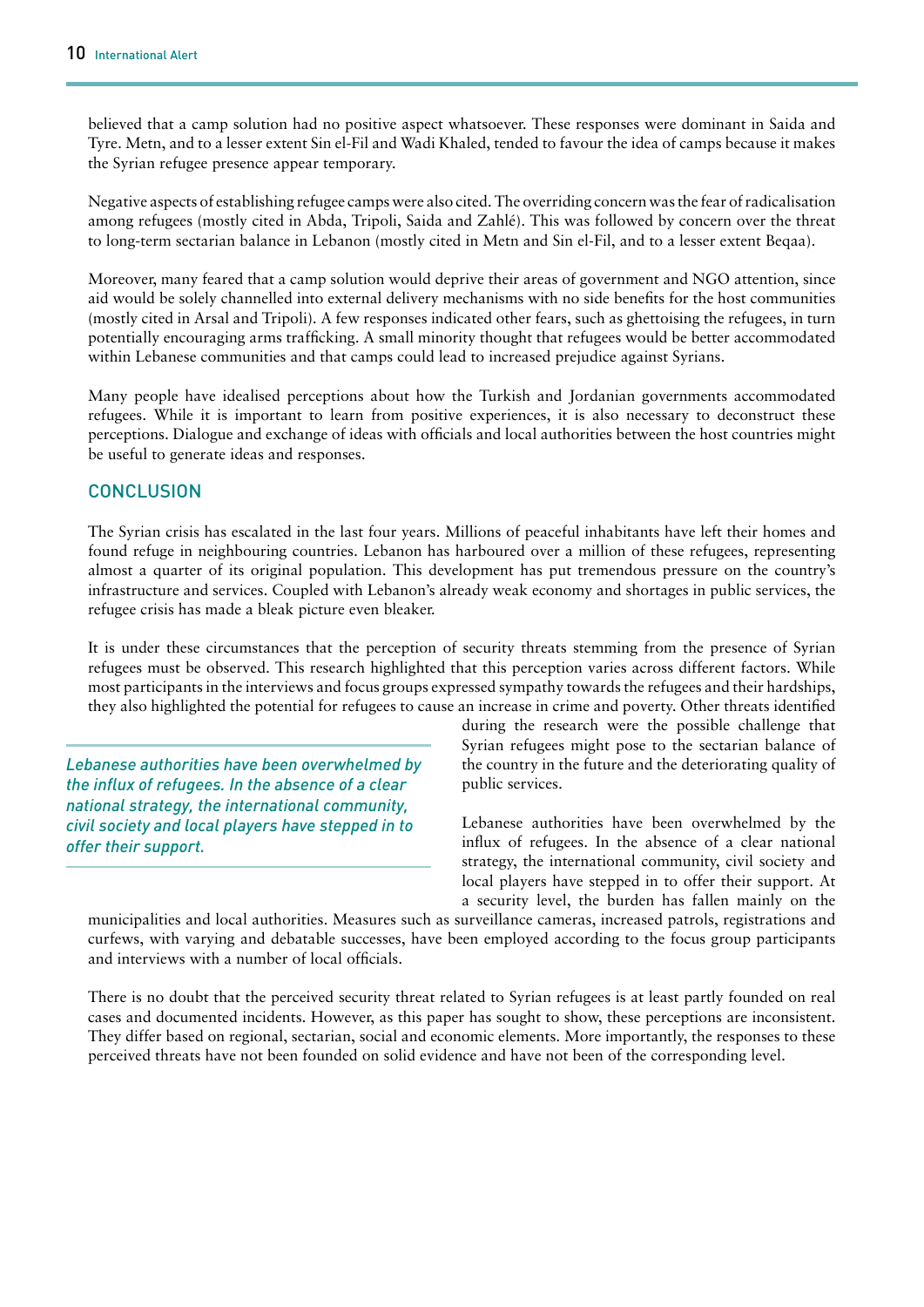believed that a camp solution had no positive aspect whatsoever. These responses were dominant in Saida and Tyre. Metn, and to a lesser extent Sin el-Fil and Wadi Khaled, tended to favour the idea of camps because it makes the Syrian refugee presence appear temporary.

Negative aspects of establishing refugee camps were also cited. The overriding concern was the fear of radicalisation among refugees (mostly cited in Abda, Tripoli, Saida and Zahlé). This was followed by concern over the threat to long-term sectarian balance in Lebanon (mostly cited in Metn and Sin el-Fil, and to a lesser extent Beqaa).

Moreover, many feared that a camp solution would deprive their areas of government and NGO attention, since aid would be solely channelled into external delivery mechanisms with no side benefits for the host communities (mostly cited in Arsal and Tripoli). A few responses indicated other fears, such as ghettoising the refugees, in turn potentially encouraging arms trafficking. A small minority thought that refugees would be better accommodated within Lebanese communities and that camps could lead to increased prejudice against Syrians.

Many people have idealised perceptions about how the Turkish and Jordanian governments accommodated refugees. While it is important to learn from positive experiences, it is also necessary to deconstruct these perceptions. Dialogue and exchange of ideas with officials and local authorities between the host countries might be useful to generate ideas and responses.

## CONCLUSION

The Syrian crisis has escalated in the last four years. Millions of peaceful inhabitants have left their homes and found refuge in neighbouring countries. Lebanon has harboured over a million of these refugees, representing almost a quarter of its original population. This development has put tremendous pressure on the country's infrastructure and services. Coupled with Lebanon's already weak economy and shortages in public services, the refugee crisis has made a bleak picture even bleaker.

It is under these circumstances that the perception of security threats stemming from the presence of Syrian refugees must be observed. This research highlighted that this perception varies across different factors. While most participants in the interviews and focus groups expressed sympathy towards the refugees and their hardships, they also highlighted the potential for refugees to cause an increase in crime and poverty. Other threats identified during the research were the possible challenge that Syrian refugees might pose to the sectarian balance of the country in the future and the deteriorating quality of public services.

*Lebanese authorities have been overwhelmed by the influx of refugees. In the absence of a clear national strategy, the international community, civil society and local players have stepped in to offer their support.*

Lebanese authorities have been overwhelmed by the influx of refugees. In the absence of a clear national strategy, the international community, civil society and local players have stepped in to offer their support. At a security level, the burden has fallen mainly on the municipalities and local authorities. Measures such as surveillance cameras, increased patrols, registrations and curfews, with varying and debatable successes, have been employed according to the focus group participants and interviews with a number of local officials.

There is no doubt that the perceived security threat related to Syrian refugees is at least partly founded on real cases and documented incidents. However, as this paper has sought to show, these perceptions are inconsistent. They differ based on regional, sectarian, social and economic elements. More importantly, the responses to these perceived threats have not been founded on solid evidence and have not been of the corresponding level.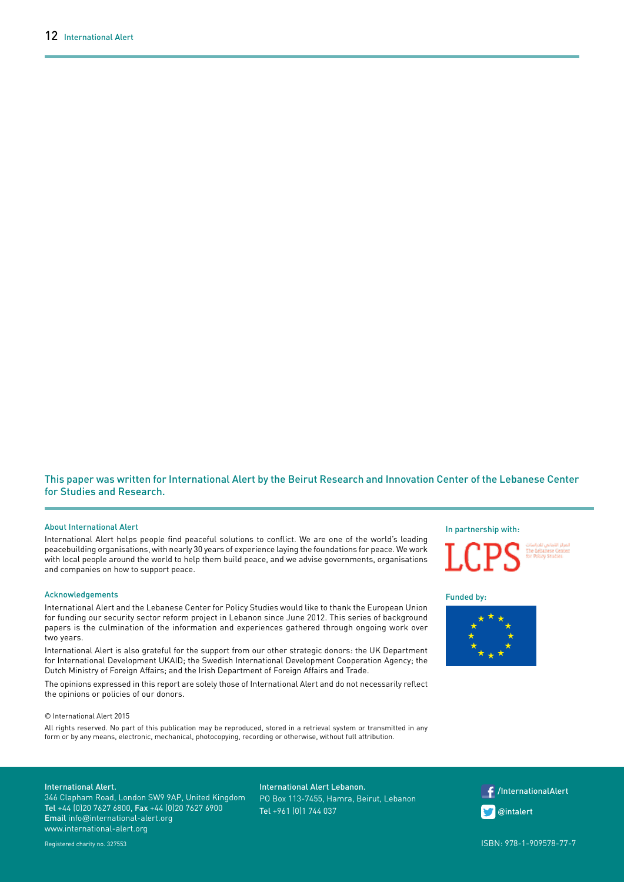This paper was written for International Alert by the Beirut Research and Innovation Center of the Lebanese Center for Studies and Research.

### About International Alert

International Alert helps people find peaceful solutions to conflict. We are one of the world's leading peacebuilding organisations, with nearly 30 years of experience laying the foundations for peace. We work with local people around the world to help them build peace, and we advise governments, organisations and companies on how to support peace.

### Acknowledgements

International Alert and the Lebanese Center for Policy Studies would like to thank the European Union for funding our security sector reform project in Lebanon since June 2012. This series of background papers is the culmination of the information and experiences gathered through ongoing work over two years.

International Alert is also grateful for the support from our other strategic donors: the UK Department for International Development UKAID; the Swedish International Development Cooperation Agency; the Dutch Ministry of Foreign Affairs; and the Irish Department of Foreign Affairs and Trade.

The opinions expressed in this report are solely those of International Alert and do not necessarily reflect the opinions or policies of our donors.

© International Alert 2015

All rights reserved. No part of this publication may be reproduced, stored in a retrieval system or transmitted in any form or by any means, electronic, mechanical, photocopying, recording or otherwise, without full attribution.

In partnership with:

LCPS المركز اللبناني للدراسات The Lebanese Center for Policy Studies

Funded by:

**International Alert.**
346 Clapham Road, London SW9 9AP, United Kingdom
**Tel** +44 (0)20 7627 6800, **Fax** +44 (0)20 7627 6900
**Email** info@international-alert.org
www.international-alert.org

Registered charity no. 327553

**International Alert Lebanon.**
PO Box 113-7455, Hamra, Beirut, Lebanon
**Tel** +961 (0)1 744 037

/InternationalAlert

@intalert

ISBN: 978-1-909578-77-7